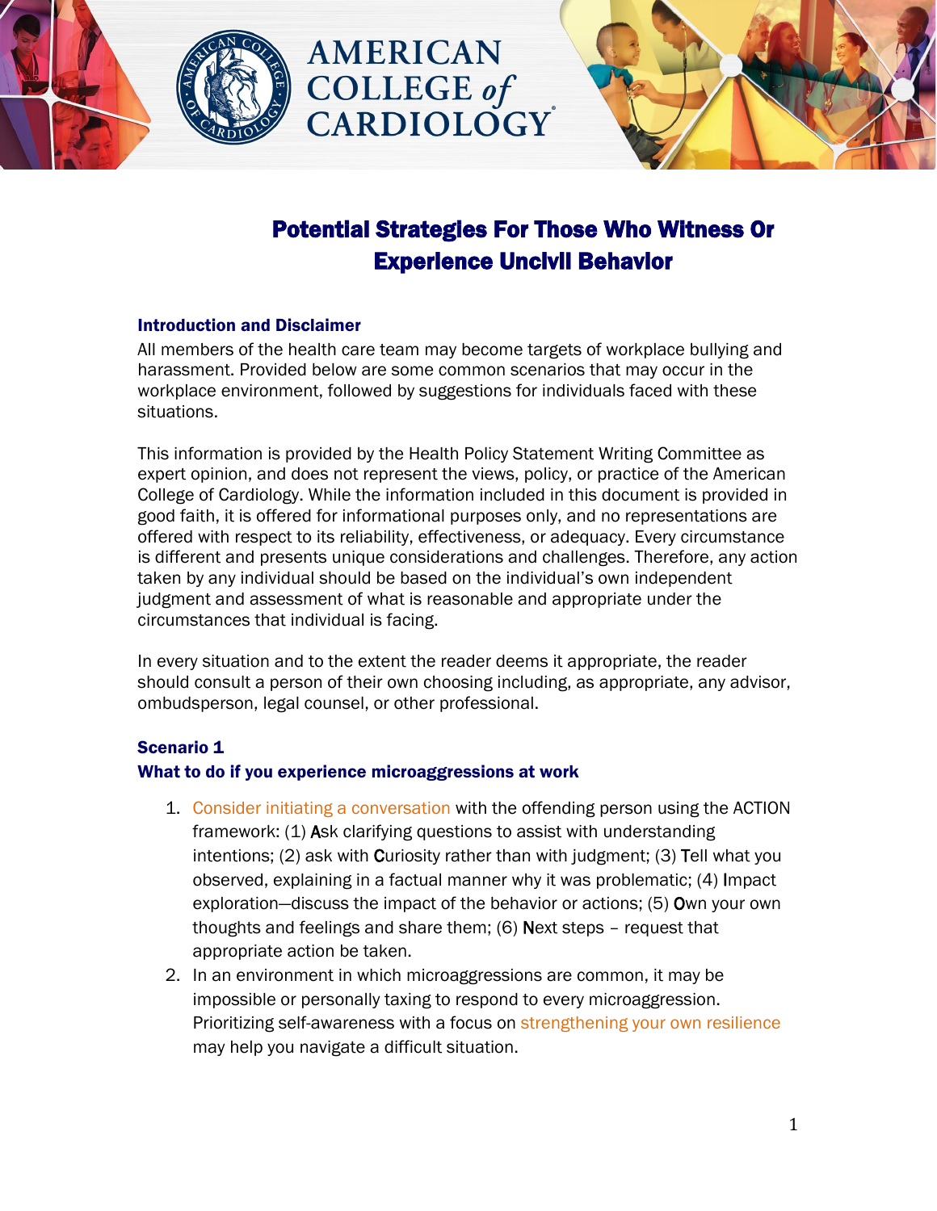# Potential Strategies For Those Who Witness Or Experience Uncivil Behavior

## Introduction and Disclaimer

All members of the health care team may become targets of workplace bullying and harassment. Provided below are some common scenarios that may occur in the workplace environment, followed by suggestions for individuals faced with these situations.

This information is provided by the Health Policy Statement Writing Committee as expert opinion, and does not represent the views, policy, or practice of the American College of Cardiology. While the information included in this document is provided in good faith, it is offered for informational purposes only, and no representations are offered with respect to its reliability, effectiveness, or adequacy. Every circumstance is different and presents unique considerations and challenges. Therefore, any action taken by any individual should be based on the individual's own independent judgment and assessment of what is reasonable and appropriate under the circumstances that individual is facing.

In every situation and to the extent the reader deems it appropriate, the reader should consult a person of their own choosing including, as appropriate, any advisor, ombudsperson, legal counsel, or other professional.

## Scenario 1

### What to do if you experience microaggressions at work

1. Consider initiating a conversation with the offending person using the ACTION framework: (1) Ask clarifying questions to assist with understanding intentions; (2) ask with Curiosity rather than with judgment; (3) Tell what you observed, explaining in a factual manner why it was problematic; (4) Impact exploration—discuss the impact of the behavior or actions; (5) Own your own thoughts and feelings and share them; (6) Next steps – request that appropriate action be taken.
2. In an environment in which microaggressions are common, it may be impossible or personally taxing to respond to every microaggression. Prioritizing self-awareness with a focus on strengthening your own resilience may help you navigate a difficult situation.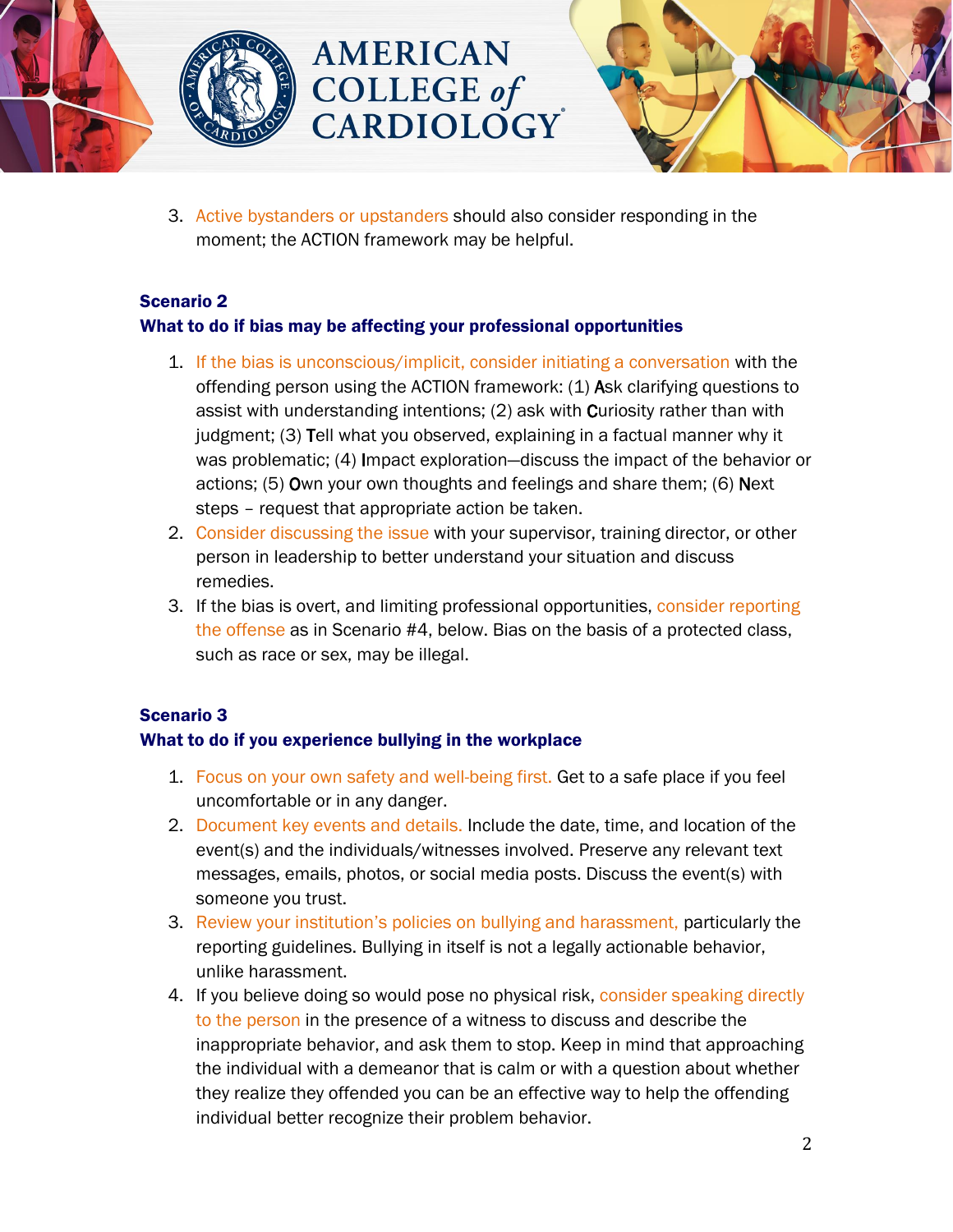3. Active bystanders or upstanders should also consider responding in the moment; the ACTION framework may be helpful.

### Scenario 2
### What to do if bias may be affecting your professional opportunities

1. If the bias is unconscious/implicit, consider initiating a conversation with the offending person using the ACTION framework: (1) **A**sk clarifying questions to assist with understanding intentions; (2) ask with **C**uriosity rather than with judgment; (3) **T**ell what you observed, explaining in a factual manner why it was problematic; (4) **I**mpact exploration—discuss the impact of the behavior or actions; (5) **O**wn your own thoughts and feelings and share them; (6) **N**ext steps – request that appropriate action be taken.
2. Consider discussing the issue with your supervisor, training director, or other person in leadership to better understand your situation and discuss remedies.
3. If the bias is overt, and limiting professional opportunities, consider reporting the offense as in Scenario #4, below. Bias on the basis of a protected class, such as race or sex, may be illegal.

### Scenario 3
### What to do if you experience bullying in the workplace

1. Focus on your own safety and well-being first. Get to a safe place if you feel uncomfortable or in any danger.
2. Document key events and details. Include the date, time, and location of the event(s) and the individuals/witnesses involved. Preserve any relevant text messages, emails, photos, or social media posts. Discuss the event(s) with someone you trust.
3. Review your institution's policies on bullying and harassment, particularly the reporting guidelines. Bullying in itself is not a legally actionable behavior, unlike harassment.
4. If you believe doing so would pose no physical risk, consider speaking directly to the person in the presence of a witness to discuss and describe the inappropriate behavior, and ask them to stop. Keep in mind that approaching the individual with a demeanor that is calm or with a question about whether they realize they offended you can be an effective way to help the offending individual better recognize their problem behavior.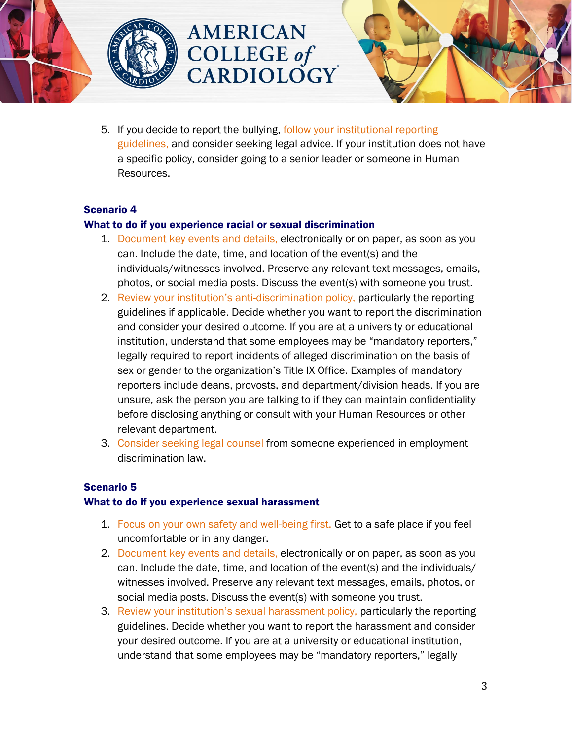5. If you decide to report the bullying, follow your institutional reporting guidelines, and consider seeking legal advice. If your institution does not have a specific policy, consider going to a senior leader or someone in Human Resources.

### Scenario 4
### What to do if you experience racial or sexual discrimination

1. Document key events and details, electronically or on paper, as soon as you can. Include the date, time, and location of the event(s) and the individuals/witnesses involved. Preserve any relevant text messages, emails, photos, or social media posts. Discuss the event(s) with someone you trust.
2. Review your institution's anti-discrimination policy, particularly the reporting guidelines if applicable. Decide whether you want to report the discrimination and consider your desired outcome. If you are at a university or educational institution, understand that some employees may be "mandatory reporters," legally required to report incidents of alleged discrimination on the basis of sex or gender to the organization's Title IX Office. Examples of mandatory reporters include deans, provosts, and department/division heads. If you are unsure, ask the person you are talking to if they can maintain confidentiality before disclosing anything or consult with your Human Resources or other relevant department.
3. Consider seeking legal counsel from someone experienced in employment discrimination law.

### Scenario 5
### What to do if you experience sexual harassment

1. Focus on your own safety and well-being first. Get to a safe place if you feel uncomfortable or in any danger.
2. Document key events and details, electronically or on paper, as soon as you can. Include the date, time, and location of the event(s) and the individuals/ witnesses involved. Preserve any relevant text messages, emails, photos, or social media posts. Discuss the event(s) with someone you trust.
3. Review your institution's sexual harassment policy, particularly the reporting guidelines. Decide whether you want to report the harassment and consider your desired outcome. If you are at a university or educational institution, understand that some employees may be "mandatory reporters," legally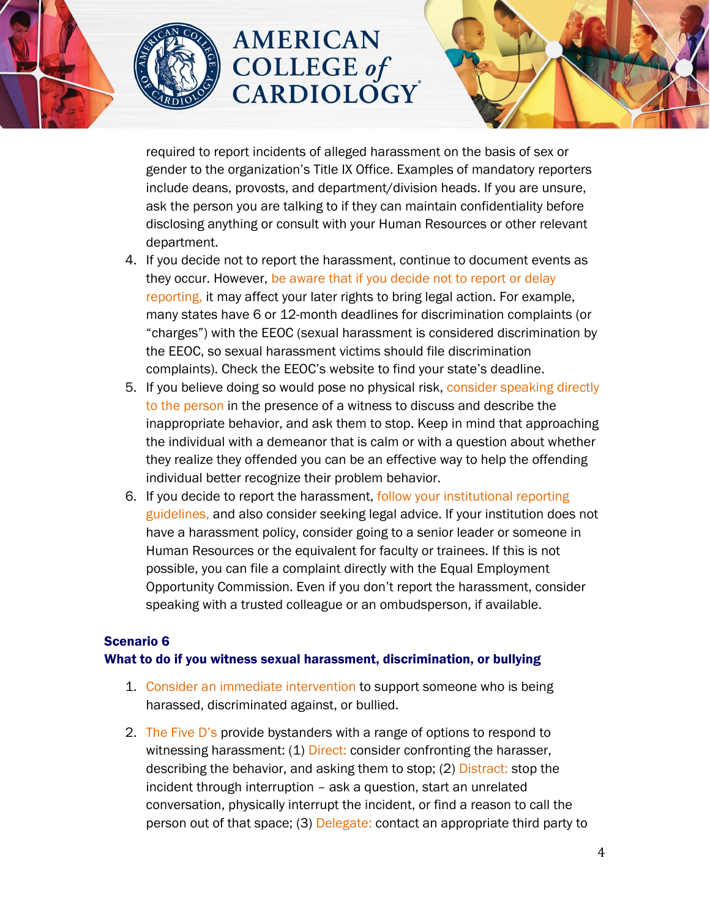required to report incidents of alleged harassment on the basis of sex or gender to the organization's Title IX Office. Examples of mandatory reporters include deans, provosts, and department/division heads. If you are unsure, ask the person you are talking to if they can maintain confidentiality before disclosing anything or consult with your Human Resources or other relevant department.

4. If you decide not to report the harassment, continue to document events as they occur. However, be aware that if you decide not to report or delay reporting, it may affect your later rights to bring legal action. For example, many states have 6 or 12-month deadlines for discrimination complaints (or "charges") with the EEOC (sexual harassment is considered discrimination by the EEOC, so sexual harassment victims should file discrimination complaints). Check the EEOC's website to find your state's deadline.
5. If you believe doing so would pose no physical risk, consider speaking directly to the person in the presence of a witness to discuss and describe the inappropriate behavior, and ask them to stop. Keep in mind that approaching the individual with a demeanor that is calm or with a question about whether they realize they offended you can be an effective way to help the offending individual better recognize their problem behavior.
6. If you decide to report the harassment, follow your institutional reporting guidelines, and also consider seeking legal advice. If your institution does not have a harassment policy, consider going to a senior leader or someone in Human Resources or the equivalent for faculty or trainees. If this is not possible, you can file a complaint directly with the Equal Employment Opportunity Commission. Even if you don't report the harassment, consider speaking with a trusted colleague or an ombudsperson, if available.

**Scenario 6**
**What to do if you witness sexual harassment, discrimination, or bullying**

1. Consider an immediate intervention to support someone who is being harassed, discriminated against, or bullied.
2. The Five D's provide bystanders with a range of options to respond to witnessing harassment: (1) Direct: consider confronting the harasser, describing the behavior, and asking them to stop; (2) Distract: stop the incident through interruption – ask a question, start an unrelated conversation, physically interrupt the incident, or find a reason to call the person out of that space; (3) Delegate: contact an appropriate third party to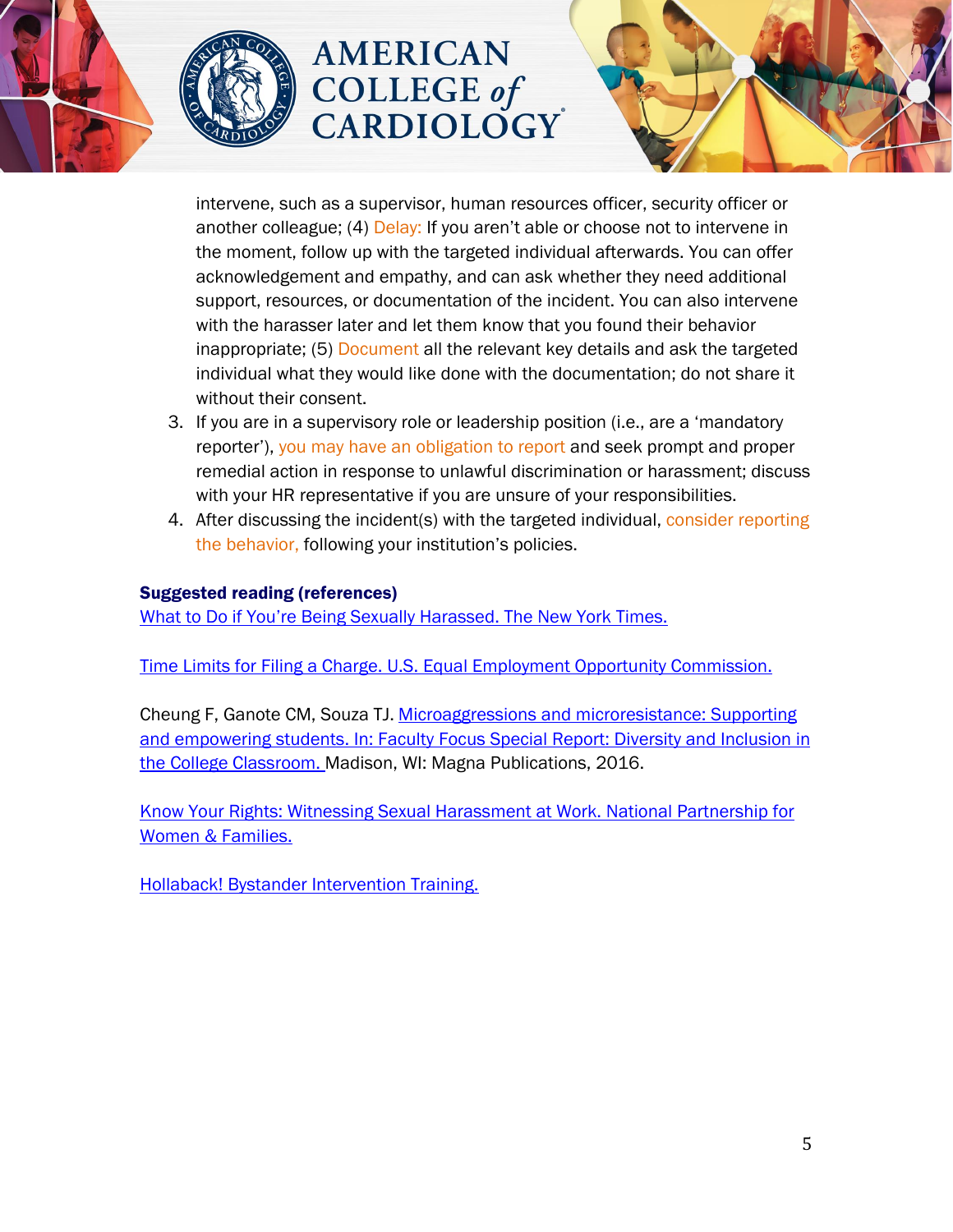intervene, such as a supervisor, human resources officer, security officer or another colleague; (4) Delay: If you aren't able or choose not to intervene in the moment, follow up with the targeted individual afterwards. You can offer acknowledgement and empathy, and can ask whether they need additional support, resources, or documentation of the incident. You can also intervene with the harasser later and let them know that you found their behavior inappropriate; (5) Document all the relevant key details and ask the targeted individual what they would like done with the documentation; do not share it without their consent.

3. If you are in a supervisory role or leadership position (i.e., are a 'mandatory reporter'), you may have an obligation to report and seek prompt and proper remedial action in response to unlawful discrimination or harassment; discuss with your HR representative if you are unsure of your responsibilities.
4. After discussing the incident(s) with the targeted individual, consider reporting the behavior, following your institution's policies.

**Suggested reading (references)**

What to Do if You're Being Sexually Harassed. The New York Times.

Time Limits for Filing a Charge. U.S. Equal Employment Opportunity Commission.

Cheung F, Ganote CM, Souza TJ. Microaggressions and microresistance: Supporting and empowering students. In: Faculty Focus Special Report: Diversity and Inclusion in the College Classroom. Madison, WI: Magna Publications, 2016.

Know Your Rights: Witnessing Sexual Harassment at Work. National Partnership for Women & Families.

Hollaback! Bystander Intervention Training.